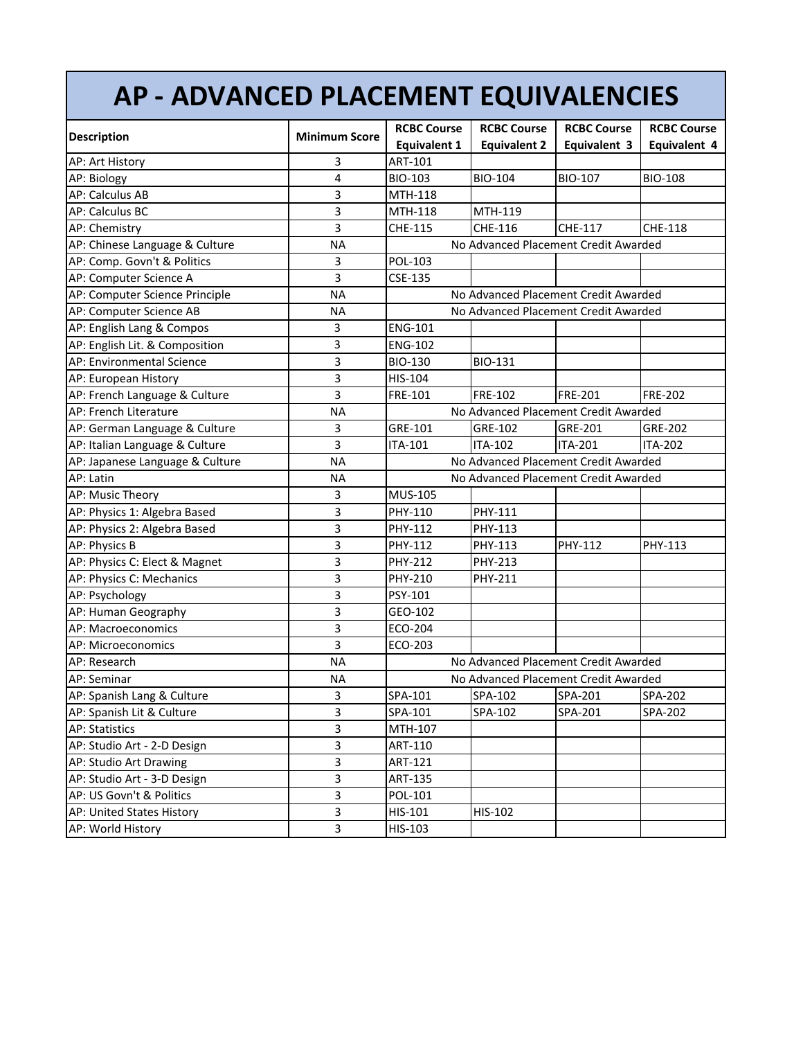# AP - ADVANCED PLACEMENT EQUIVALENCIES

| Description | Minimum Score | RCBC Course Equivalent 1 | RCBC Course Equivalent 2 | RCBC Course Equivalent 3 | RCBC Course Equivalent 4 |
|---|---|---|---|---|---|
| AP: Art History | 3 | ART-101 | | | |
| AP: Biology | 4 | BIO-103 | BIO-104 | BIO-107 | BIO-108 |
| AP: Calculus AB | 3 | MTH-118 | | | |
| AP: Calculus BC | 3 | MTH-118 | MTH-119 | | |
| AP: Chemistry | 3 | CHE-115 | CHE-116 | CHE-117 | CHE-118 |
| AP: Chinese Language & Culture | NA | No Advanced Placement Credit Awarded | | | |
| AP: Comp. Govn't & Politics | 3 | POL-103 | | | |
| AP: Computer Science A | 3 | CSE-135 | | | |
| AP: Computer Science Principle | NA | No Advanced Placement Credit Awarded | | | |
| AP: Computer Science AB | NA | No Advanced Placement Credit Awarded | | | |
| AP: English Lang & Compos | 3 | ENG-101 | | | |
| AP: English Lit. & Composition | 3 | ENG-102 | | | |
| AP: Environmental Science | 3 | BIO-130 | BIO-131 | | |
| AP: European History | 3 | HIS-104 | | | |
| AP: French Language & Culture | 3 | FRE-101 | FRE-102 | FRE-201 | FRE-202 |
| AP: French Literature | NA | No Advanced Placement Credit Awarded | | | |
| AP: German Language & Culture | 3 | GRE-101 | GRE-102 | GRE-201 | GRE-202 |
| AP: Italian Language & Culture | 3 | ITA-101 | ITA-102 | ITA-201 | ITA-202 |
| AP: Japanese Language & Culture | NA | No Advanced Placement Credit Awarded | | | |
| AP: Latin | NA | No Advanced Placement Credit Awarded | | | |
| AP: Music Theory | 3 | MUS-105 | | | |
| AP: Physics 1: Algebra Based | 3 | PHY-110 | PHY-111 | | |
| AP: Physics 2: Algebra Based | 3 | PHY-112 | PHY-113 | | |
| AP: Physics B | 3 | PHY-112 | PHY-113 | PHY-112 | PHY-113 |
| AP: Physics C: Elect & Magnet | 3 | PHY-212 | PHY-213 | | |
| AP: Physics C: Mechanics | 3 | PHY-210 | PHY-211 | | |
| AP: Psychology | 3 | PSY-101 | | | |
| AP: Human Geography | 3 | GEO-102 | | | |
| AP: Macroeconomics | 3 | ECO-204 | | | |
| AP: Microeconomics | 3 | ECO-203 | | | |
| AP: Research | NA | No Advanced Placement Credit Awarded | | | |
| AP: Seminar | NA | No Advanced Placement Credit Awarded | | | |
| AP: Spanish Lang & Culture | 3 | SPA-101 | SPA-102 | SPA-201 | SPA-202 |
| AP: Spanish Lit & Culture | 3 | SPA-101 | SPA-102 | SPA-201 | SPA-202 |
| AP: Statistics | 3 | MTH-107 | | | |
| AP: Studio Art - 2-D Design | 3 | ART-110 | | | |
| AP: Studio Art Drawing | 3 | ART-121 | | | |
| AP: Studio Art - 3-D Design | 3 | ART-135 | | | |
| AP: US Govn't & Politics | 3 | POL-101 | | | |
| AP: United States History | 3 | HIS-101 | HIS-102 | | |
| AP: World History | 3 | HIS-103 | | | |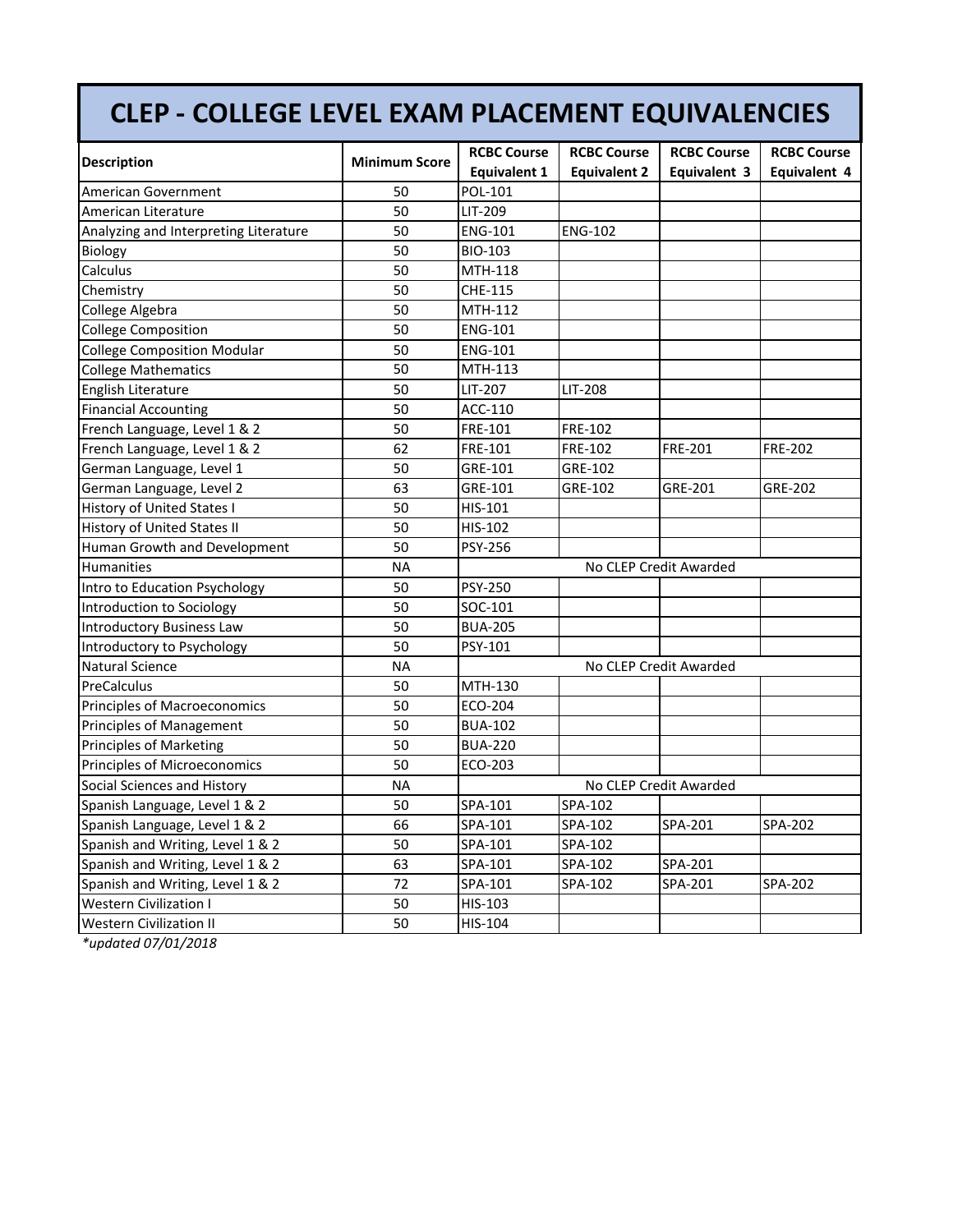# CLEP - COLLEGE LEVEL EXAM PLACEMENT EQUIVALENCIES

| Description | Minimum Score | RCBC Course Equivalent 1 | RCBC Course Equivalent 2 | RCBC Course Equivalent 3 | RCBC Course Equivalent 4 |
|---|---|---|---|---|---|
| American Government | 50 | POL-101 | | | |
| American Literature | 50 | LIT-209 | | | |
| Analyzing and Interpreting Literature | 50 | ENG-101 | ENG-102 | | |
| Biology | 50 | BIO-103 | | | |
| Calculus | 50 | MTH-118 | | | |
| Chemistry | 50 | CHE-115 | | | |
| College Algebra | 50 | MTH-112 | | | |
| College Composition | 50 | ENG-101 | | | |
| College Composition Modular | 50 | ENG-101 | | | |
| College Mathematics | 50 | MTH-113 | | | |
| English Literature | 50 | LIT-207 | LIT-208 | | |
| Financial Accounting | 50 | ACC-110 | | | |
| French Language, Level 1 & 2 | 50 | FRE-101 | FRE-102 | | |
| French Language, Level 1 & 2 | 62 | FRE-101 | FRE-102 | FRE-201 | FRE-202 |
| German Language, Level 1 | 50 | GRE-101 | GRE-102 | | |
| German Language, Level 2 | 63 | GRE-101 | GRE-102 | GRE-201 | GRE-202 |
| History of United States I | 50 | HIS-101 | | | |
| History of United States II | 50 | HIS-102 | | | |
| Human Growth and Development | 50 | PSY-256 | | | |
| Humanities | NA | No CLEP Credit Awarded | | | |
| Intro to Education Psychology | 50 | PSY-250 | | | |
| Introduction to Sociology | 50 | SOC-101 | | | |
| Introductory Business Law | 50 | BUA-205 | | | |
| Introductory to Psychology | 50 | PSY-101 | | | |
| Natural Science | NA | No CLEP Credit Awarded | | | |
| PreCalculus | 50 | MTH-130 | | | |
| Principles of Macroeconomics | 50 | ECO-204 | | | |
| Principles of Management | 50 | BUA-102 | | | |
| Principles of Marketing | 50 | BUA-220 | | | |
| Principles of Microeconomics | 50 | ECO-203 | | | |
| Social Sciences and History | NA | No CLEP Credit Awarded | | | |
| Spanish Language, Level 1 & 2 | 50 | SPA-101 | SPA-102 | | |
| Spanish Language, Level 1 & 2 | 66 | SPA-101 | SPA-102 | SPA-201 | SPA-202 |
| Spanish and Writing, Level 1 & 2 | 50 | SPA-101 | SPA-102 | | |
| Spanish and Writing, Level 1 & 2 | 63 | SPA-101 | SPA-102 | SPA-201 | |
| Spanish and Writing, Level 1 & 2 | 72 | SPA-101 | SPA-102 | SPA-201 | SPA-202 |
| Western Civilization I | 50 | HIS-103 | | | |
| Western Civilization II | 50 | HIS-104 | | | |

*\*updated 07/01/2018*